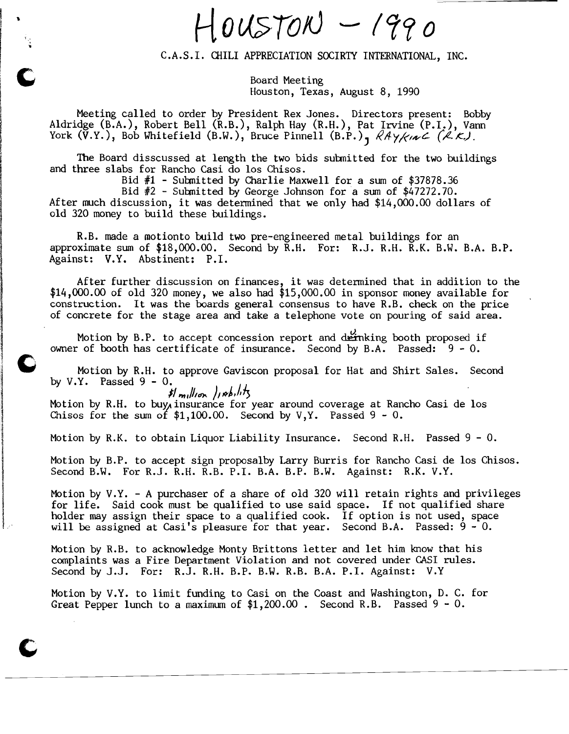# HOUSTON – 1990

C.A.S.I. CHILI APPRECIATION SOCIRTY INTERNATIONAL, INC.

Board Meeting
Houston, Texas, August 8, 1990

Meeting called to order by President Rex Jones. Directors present: Bobby Aldridge (B.A.), Robert Bell (R.B.), Ralph Hay (R.H.), Pat Irvine (P.I.), Vann York (V.Y.), Bob Whitefield (B.W.), Bruce Pinnell (B.P.), RAY KING (R.K.).

The Board disscussed at length the two bids submitted for the two buildings and three slabs for Rancho Casi do los Chisos.

Bid #1 - Submitted by Charlie Maxwell for a sum of $37878.36
Bid #2 - Submitted by George Johnson for a sum of $47272.70.

After much discussion, it was determined that we only had $14,000.00 dollars of old 320 money to build these buildings.

R.B. made a motionto build two pre-engineered metal buildings for an approximate sum of $18,000.00. Second by R.H. For: R.J. R.H. R.K. B.W. B.A. B.P. Against: V.Y. Abstinent: P.I.

After further discussion on finances, it was determined that in addition to the $14,000.00 of old 320 money, we also had $15,000.00 in sponsor money available for construction. It was the boards general consensus to have R.B. check on the price of concrete for the stage area and take a telephone vote on pouring of said area.

Motion by B.P. to accept concession report and drinking booth proposed if owner of booth has certificate of insurance. Second by B.A. Passed: 9 - 0.

Motion by R.H. to approve Gaviscon proposal for Hat and Shirt Sales. Second by V.Y. Passed 9 - 0.

Motion by R.H. to buy $1 million liability insurance for year around coverage at Rancho Casi de los Chisos for the sum of $1,100.00. Second by V,Y. Passed 9 - 0.

Motion by R.K. to obtain Liquor Liability Insurance. Second R.H. Passed 9 - 0.

Motion by B.P. to accept sign proposalby Larry Burris for Rancho Casi de los Chisos. Second B.W. For R.J. R.H. R.B. P.I. B.A. B.P. B.W. Against: R.K. V.Y.

Motion by V.Y. - A purchaser of a share of old 320 will retain rights and privileges for life. Said cook must be qualified to use said space. If not qualified share holder may assign their space to a qualified cook. If option is not used, space will be assigned at Casi's pleasure for that year. Second B.A. Passed: 9 - 0.

Motion by R.B. to acknowledge Monty Brittons letter and let him know that his complaints was a Fire Department Violation and not covered under CASI rules. Second by J.J. For: R.J. R.H. B.P. B.W. R.B. B.A. P.I. Against: V.Y

Motion by V.Y. to limit funding to Casi on the Coast and Washington, D. C. for Great Pepper lunch to a maximum of $1,200.00 . Second R.B. Passed 9 - 0.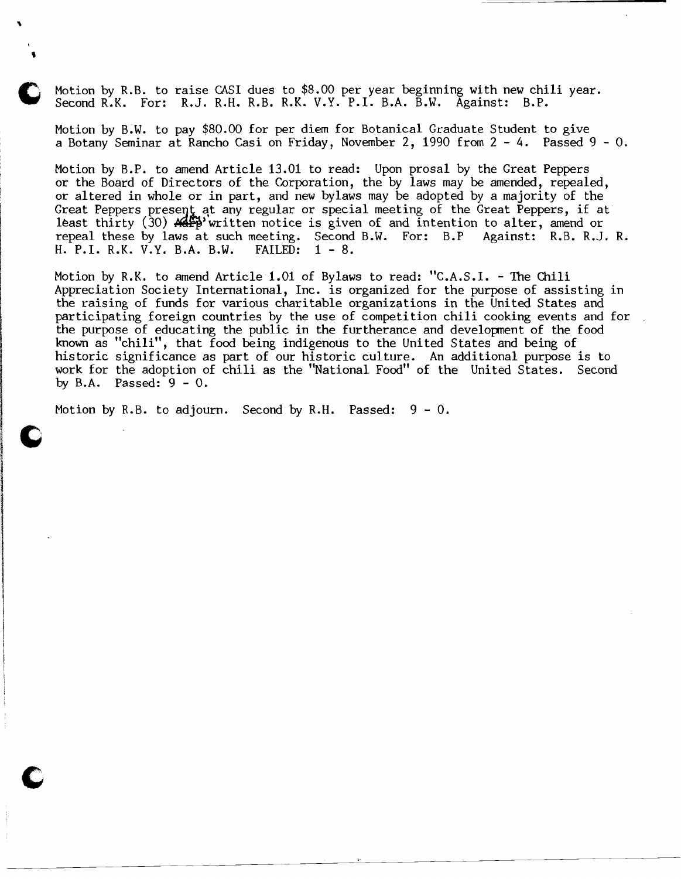Motion by R.B. to raise CASI dues to $8.00 per year beginning with new chili year. Second R.K. For: R.J. R.H. R.B. R.K. V.Y. P.I. B.A. B.W. Against: B.P.

Motion by B.W. to pay $80.00 for per diem for Botanical Graduate Student to give a Botany Seminar at Rancho Casi on Friday, November 2, 1990 from 2 - 4. Passed 9 - 0.

Motion by B.P. to amend Article 13.01 to read: Upon prosal by the Great Peppers or the Board of Directors of the Corporation, the by laws may be amended, repealed, or altered in whole or in part, and new bylaws may be adopted by a majority of the Great Peppers present at any regular or special meeting of the Great Peppers, if at least thirty (30) days written notice is given of and intention to alter, amend or repeal these by laws at such meeting. Second B.W. For: B.P Against: R.B. R.J. R. H. P.I. R.K. V.Y. B.A. B.W. FAILED: 1 - 8.

Motion by R.K. to amend Article 1.01 of Bylaws to read: "C.A.S.I. - The Chili Appreciation Society International, Inc. is organized for the purpose of assisting in the raising of funds for various charitable organizations in the United States and participating foreign countries by the use of competition chili cooking events and for the purpose of educating the public in the furtherance and development of the food known as "chili", that food being indigenous to the United States and being of historic significance as part of our historic culture. An additional purpose is to work for the adoption of chili as the "National Food" of the United States. Second by B.A. Passed: 9 - 0.

Motion by R.B. to adjourn. Second by R.H. Passed: 9 - 0.